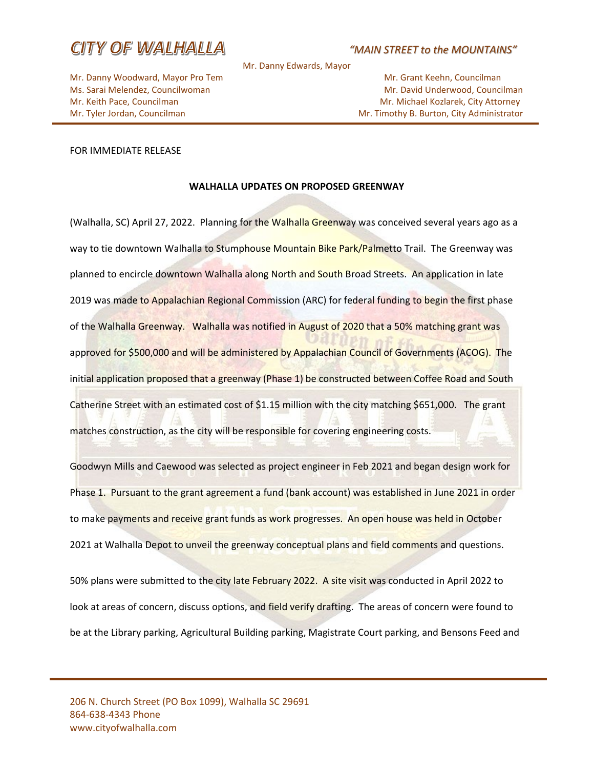# CITY OF WALHALLA

*"MAIN STREET to the MOUNTAINS"*

Mr. Danny Edwards, Mayor

Mr. Danny Woodward, Mayor Pro Tem
Ms. Sarai Melendez, Councilwoman
Mr. Keith Pace, Councilman
Mr. Tyler Jordan, Councilman

Mr. Grant Keehn, Councilman
Mr. David Underwood, Councilman
Mr. Michael Kozlarek, City Attorney
Mr. Timothy B. Burton, City Administrator

---

FOR IMMEDIATE RELEASE

**WALHALLA UPDATES ON PROPOSED GREENWAY**

(Walhalla, SC) April 27, 2022. Planning for the Walhalla Greenway was conceived several years ago as a way to tie downtown Walhalla to Stumphouse Mountain Bike Park/Palmetto Trail. The Greenway was planned to encircle downtown Walhalla along North and South Broad Streets. An application in late 2019 was made to Appalachian Regional Commission (ARC) for federal funding to begin the first phase of the Walhalla Greenway. Walhalla was notified in August of 2020 that a 50% matching grant was approved for $500,000 and will be administered by Appalachian Council of Governments (ACOG). The initial application proposed that a greenway (Phase 1) be constructed between Coffee Road and South Catherine Street with an estimated cost of $1.15 million with the city matching $651,000. The grant matches construction, as the city will be responsible for covering engineering costs.

Goodwyn Mills and Caewood was selected as project engineer in Feb 2021 and began design work for Phase 1. Pursuant to the grant agreement a fund (bank account) was established in June 2021 in order to make payments and receive grant funds as work progresses. An open house was held in October 2021 at Walhalla Depot to unveil the greenway conceptual plans and field comments and questions.

50% plans were submitted to the city late February 2022. A site visit was conducted in April 2022 to look at areas of concern, discuss options, and field verify drafting. The areas of concern were found to be at the Library parking, Agricultural Building parking, Magistrate Court parking, and Bensons Feed and

---

206 N. Church Street (PO Box 1099), Walhalla SC 29691
864-638-4343 Phone
www.cityofwalhalla.com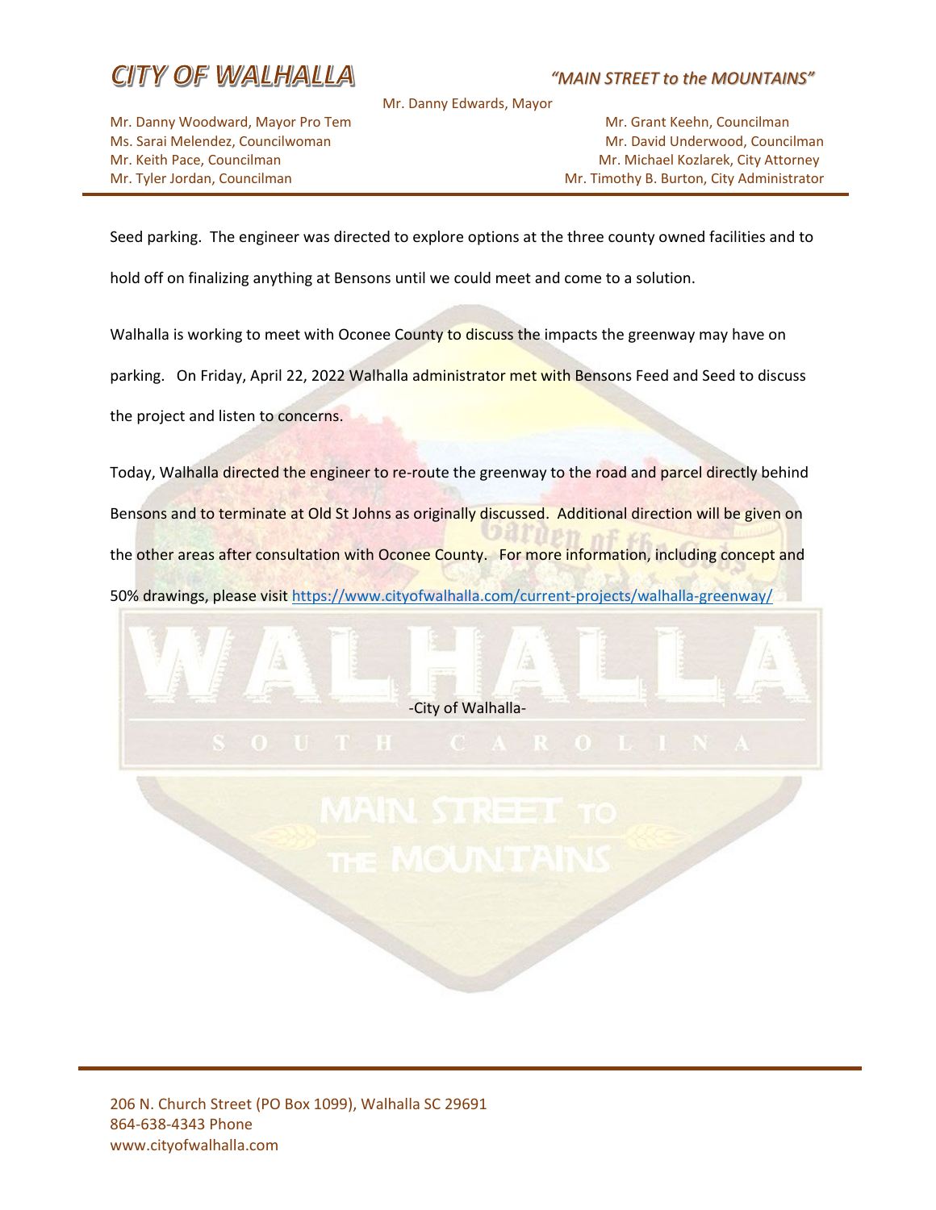Seed parking. The engineer was directed to explore options at the three county owned facilities and to hold off on finalizing anything at Bensons until we could meet and come to a solution.

Walhalla is working to meet with Oconee County to discuss the impacts the greenway may have on parking. On Friday, April 22, 2022 Walhalla administrator met with Bensons Feed and Seed to discuss the project and listen to concerns.

Today, Walhalla directed the engineer to re-route the greenway to the road and parcel directly behind Bensons and to terminate at Old St Johns as originally discussed. Additional direction will be given on the other areas after consultation with Oconee County. For more information, including concept and 50% drawings, please visit https://www.cityofwalhalla.com/current-projects/walhalla-greenway/

-City of Walhalla-